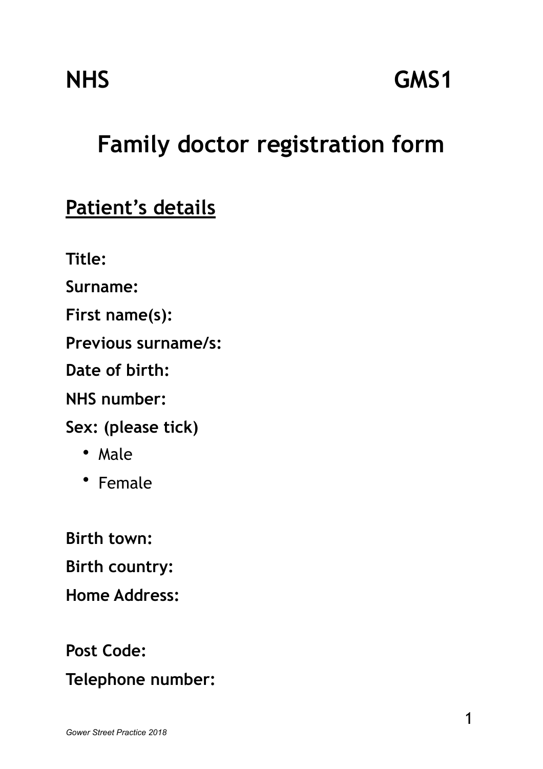**NHS** **GMS1**

# Family doctor registration form

## Patient's details

**Title:**

**Surname:**

**First name(s):**

**Previous surname/s:**

**Date of birth:**

**NHS number:**

**Sex: (please tick)**

- Male
- Female

**Birth town:**

**Birth country:**

**Home Address:**

**Post Code:**

**Telephone number:**

*Gower Street Practice 2018*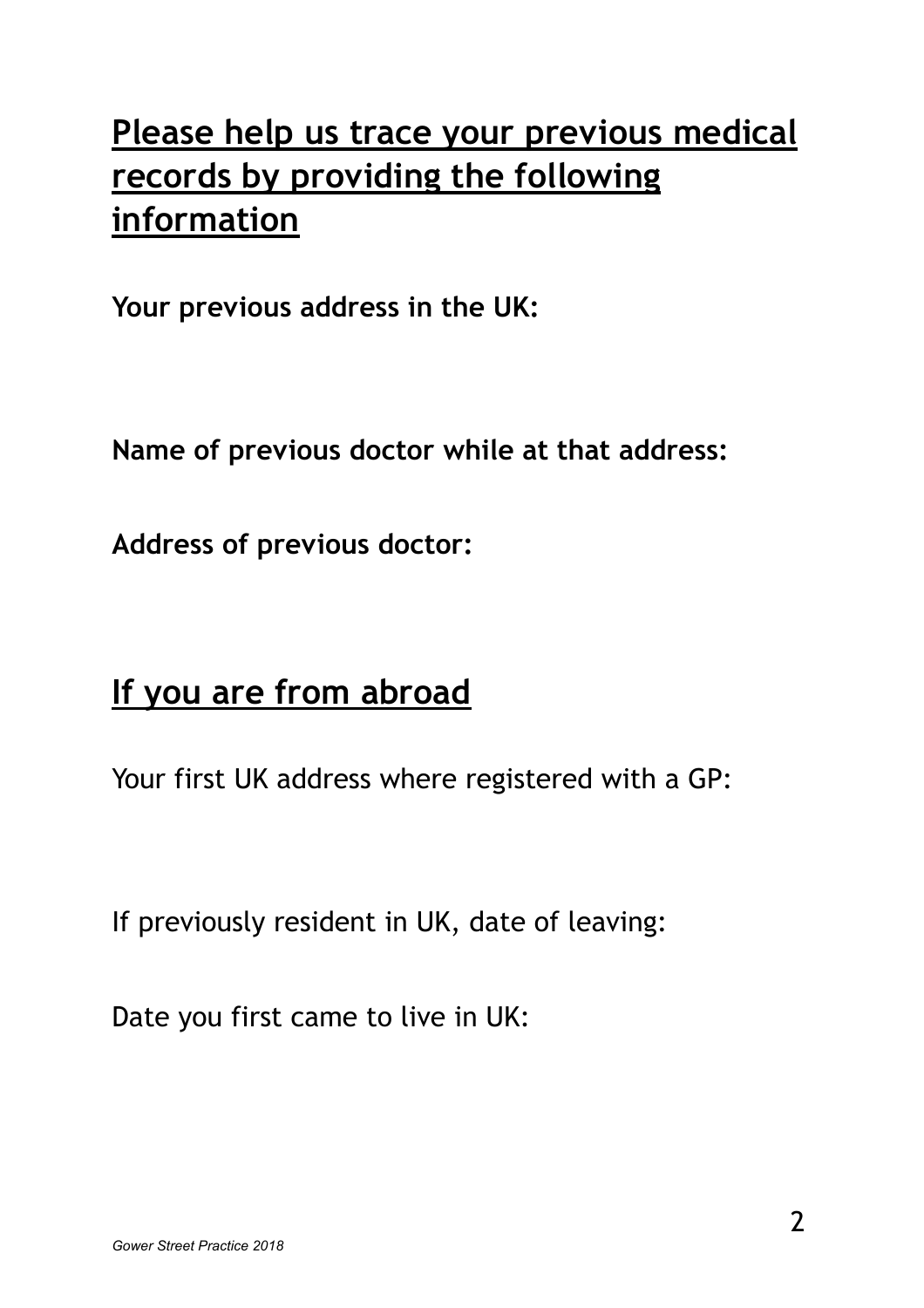## Please help us trace your previous medical records by providing the following information

**Your previous address in the UK:**

**Name of previous doctor while at that address:**

**Address of previous doctor:**

## If you are from abroad

Your first UK address where registered with a GP:

If previously resident in UK, date of leaving:

Date you first came to live in UK: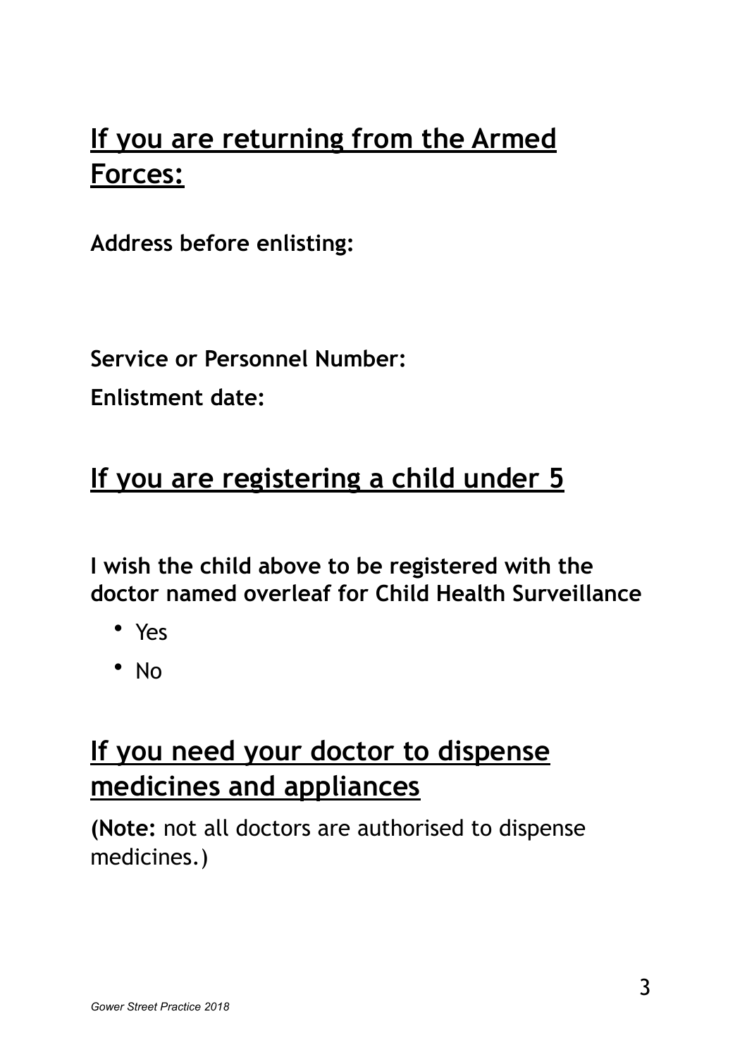## If you are returning from the Armed Forces:

**Address before enlisting:**

**Service or Personnel Number:**

**Enlistment date:**

## If you are registering a child under 5

**I wish the child above to be registered with the doctor named overleaf for Child Health Surveillance**

- Yes
- No

## If you need your doctor to dispense medicines and appliances

**(Note:** not all doctors are authorised to dispense medicines.)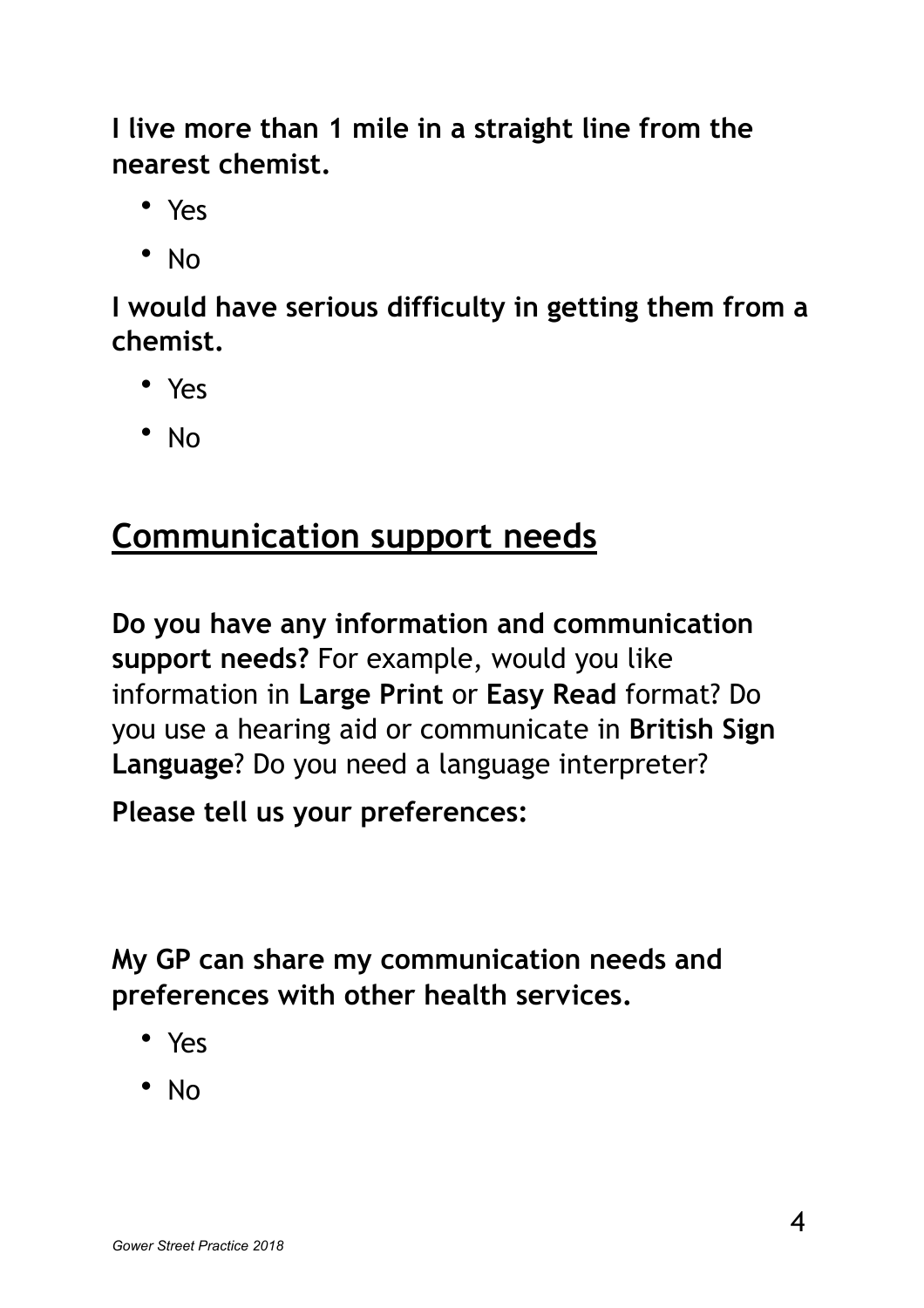**I live more than 1 mile in a straight line from the nearest chemist.**

- Yes
- No

**I would have serious difficulty in getting them from a chemist.**

- Yes
- No

## Communication support needs

**Do you have any information and communication support needs?** For example, would you like information in **Large Print** or **Easy Read** format? Do you use a hearing aid or communicate in **British Sign Language**? Do you need a language interpreter?

**Please tell us your preferences:**

**My GP can share my communication needs and preferences with other health services.**

- Yes
- No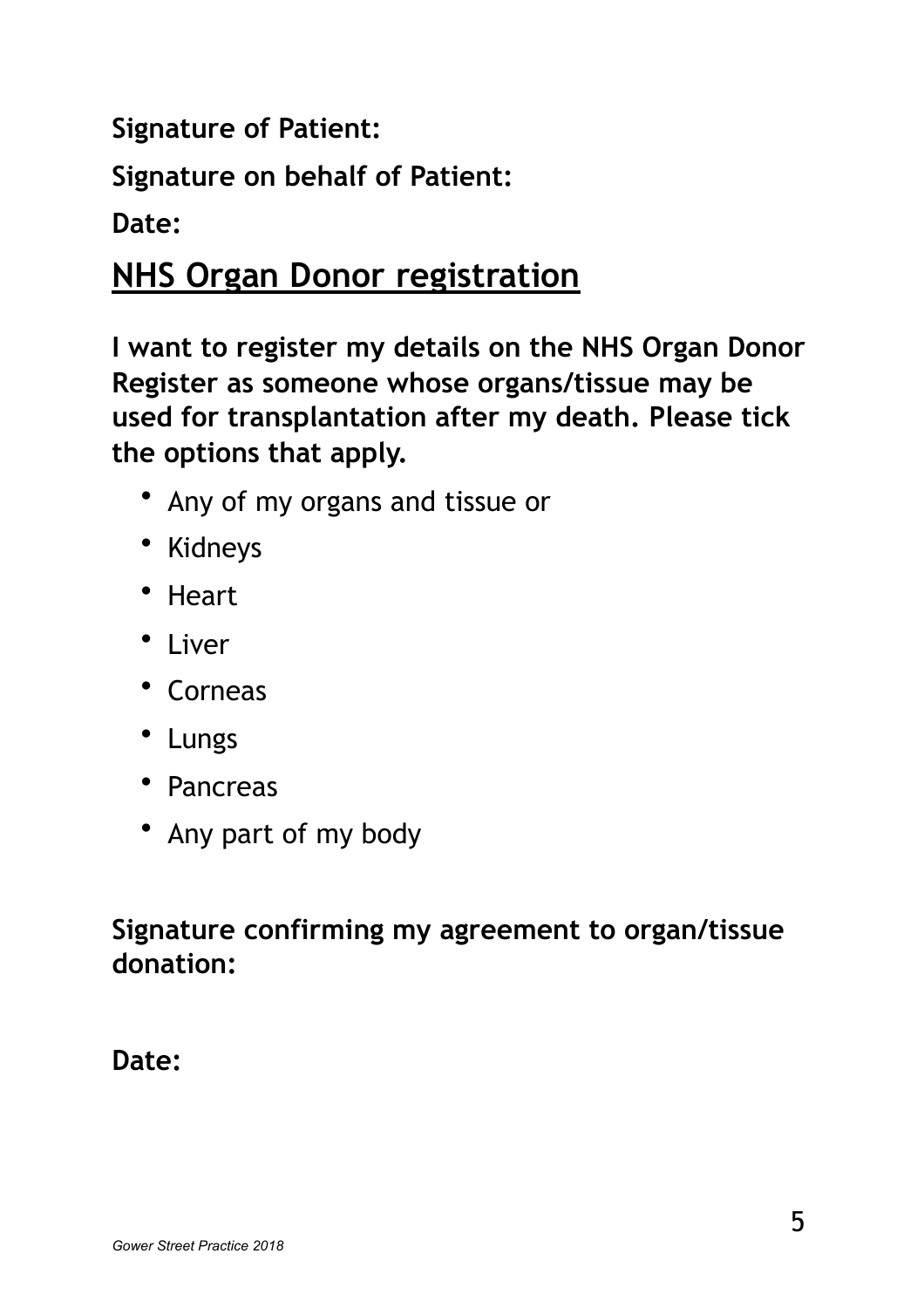**Signature of Patient:**

**Signature on behalf of Patient:**

**Date:**

## NHS Organ Donor registration

**I want to register my details on the NHS Organ Donor Register as someone whose organs/tissue may be used for transplantation after my death. Please tick the options that apply.**

- Any of my organs and tissue or
- Kidneys
- Heart
- Liver
- Corneas
- Lungs
- Pancreas
- Any part of my body

**Signature confirming my agreement to organ/tissue donation:**

**Date:**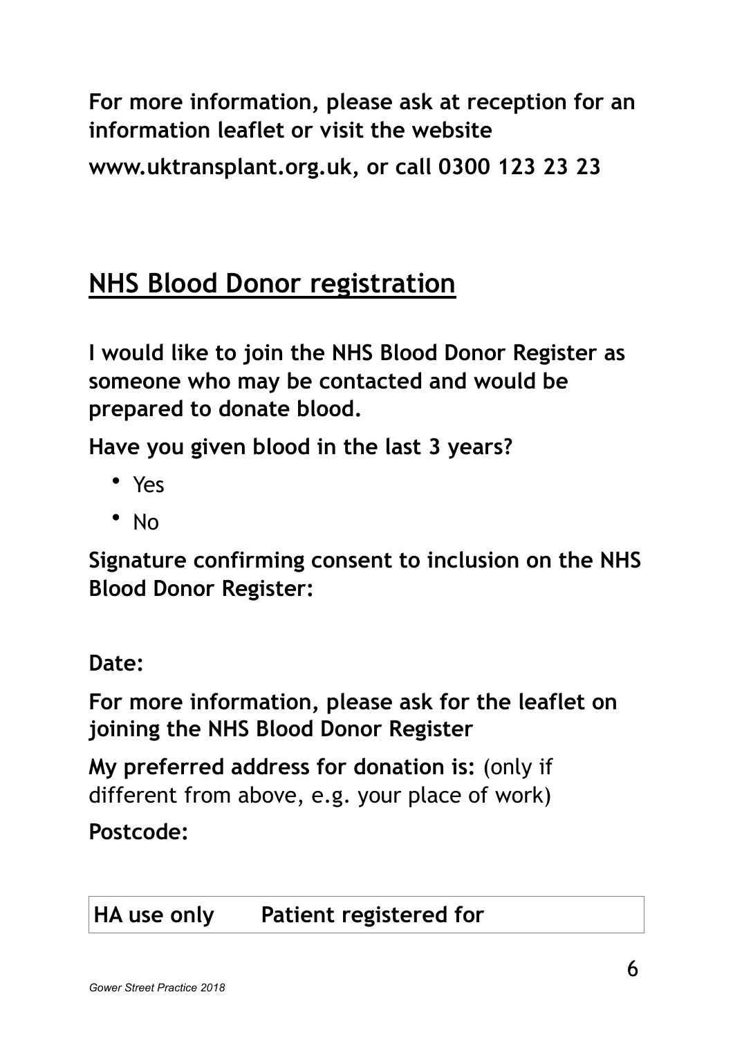**For more information, please ask at reception for an information leaflet or visit the website**

**www.uktransplant.org.uk, or call 0300 123 23 23**

## NHS Blood Donor registration

**I would like to join the NHS Blood Donor Register as someone who may be contacted and would be prepared to donate blood.**

**Have you given blood in the last 3 years?**

- Yes
- No

**Signature confirming consent to inclusion on the NHS Blood Donor Register:**

**Date:**

**For more information, please ask for the leaflet on joining the NHS Blood Donor Register**

**My preferred address for donation is:** (only if different from above, e.g. your place of work)

**Postcode:**

| HA use only | Patient registered for |
|---|---|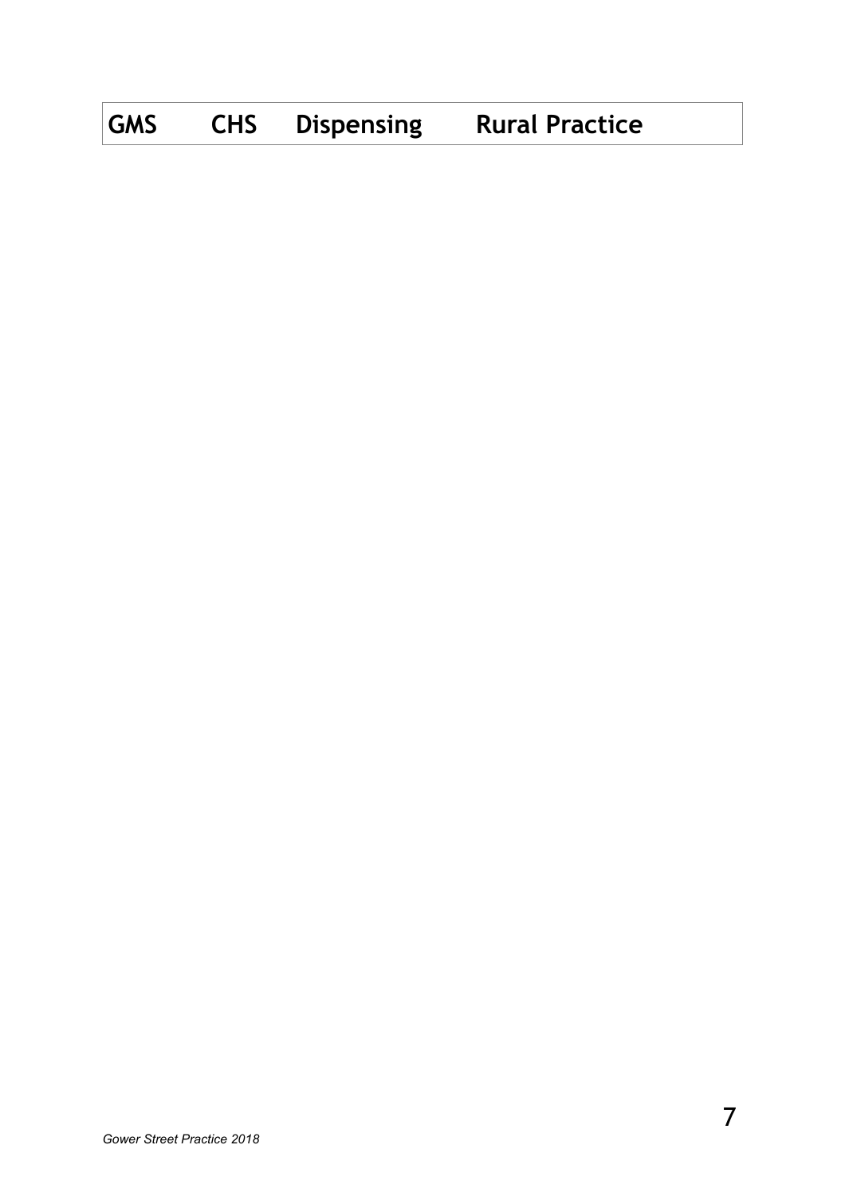| GMS | CHS | Dispensing | Rural Practice |
|---|---|---|---|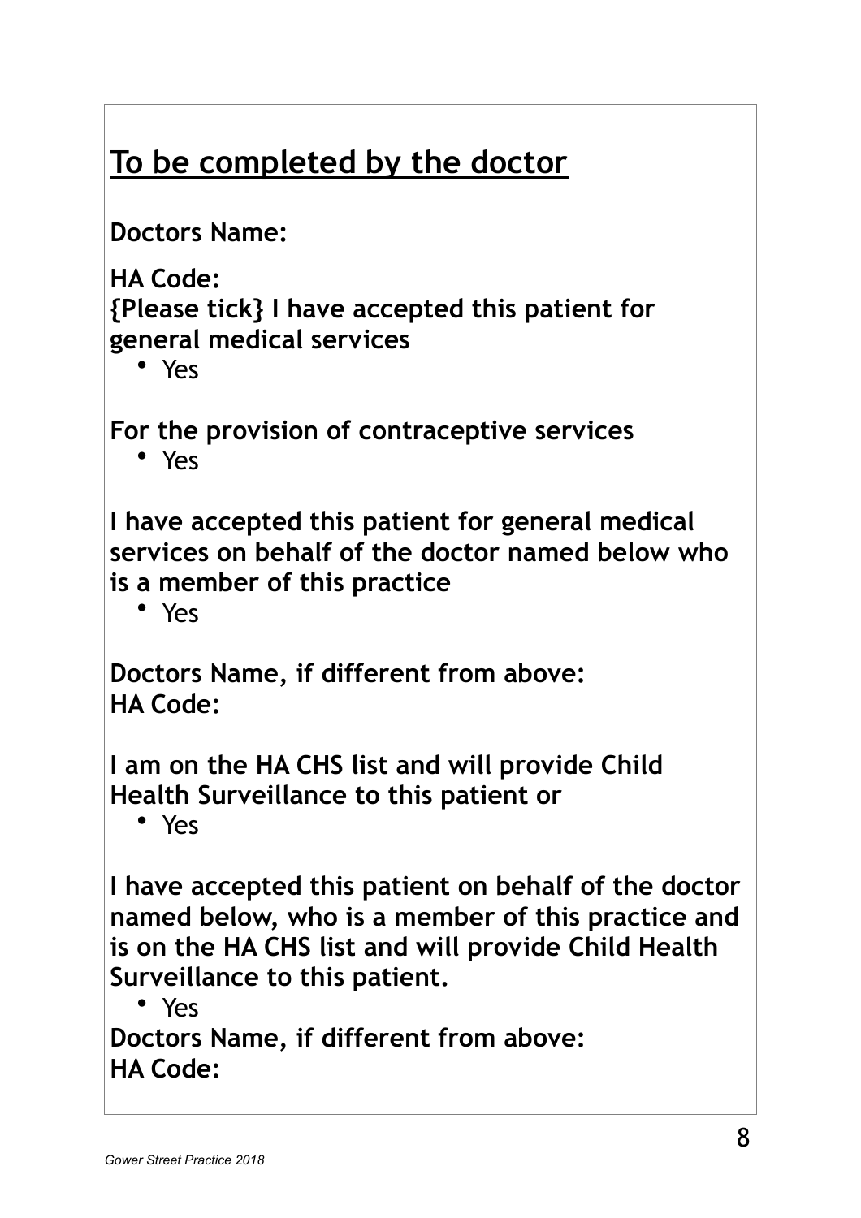## To be completed by the doctor

**Doctors Name:**

**HA Code:**
**{Please tick} I have accepted this patient for general medical services**

- Yes

**For the provision of contraceptive services**

- Yes

**I have accepted this patient for general medical services on behalf of the doctor named below who is a member of this practice**

- Yes

**Doctors Name, if different from above:**
**HA Code:**

**I am on the HA CHS list and will provide Child Health Surveillance to this patient or**

- Yes

**I have accepted this patient on behalf of the doctor named below, who is a member of this practice and is on the HA CHS list and will provide Child Health Surveillance to this patient.**

- Yes

**Doctors Name, if different from above:**
**HA Code:**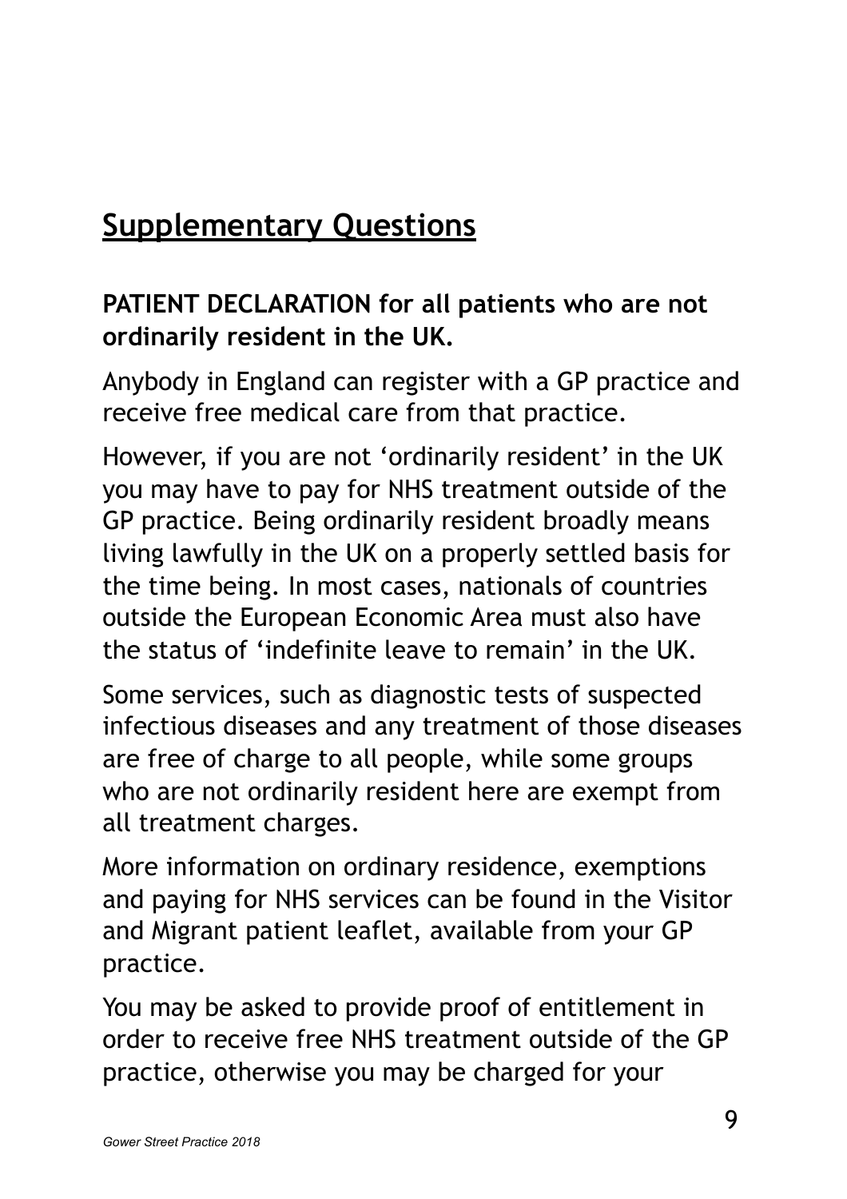## Supplementary Questions

**PATIENT DECLARATION for all patients who are not ordinarily resident in the UK.**

Anybody in England can register with a GP practice and receive free medical care from that practice.

However, if you are not 'ordinarily resident' in the UK you may have to pay for NHS treatment outside of the GP practice. Being ordinarily resident broadly means living lawfully in the UK on a properly settled basis for the time being. In most cases, nationals of countries outside the European Economic Area must also have the status of 'indefinite leave to remain' in the UK.

Some services, such as diagnostic tests of suspected infectious diseases and any treatment of those diseases are free of charge to all people, while some groups who are not ordinarily resident here are exempt from all treatment charges.

More information on ordinary residence, exemptions and paying for NHS services can be found in the Visitor and Migrant patient leaflet, available from your GP practice.

You may be asked to provide proof of entitlement in order to receive free NHS treatment outside of the GP practice, otherwise you may be charged for your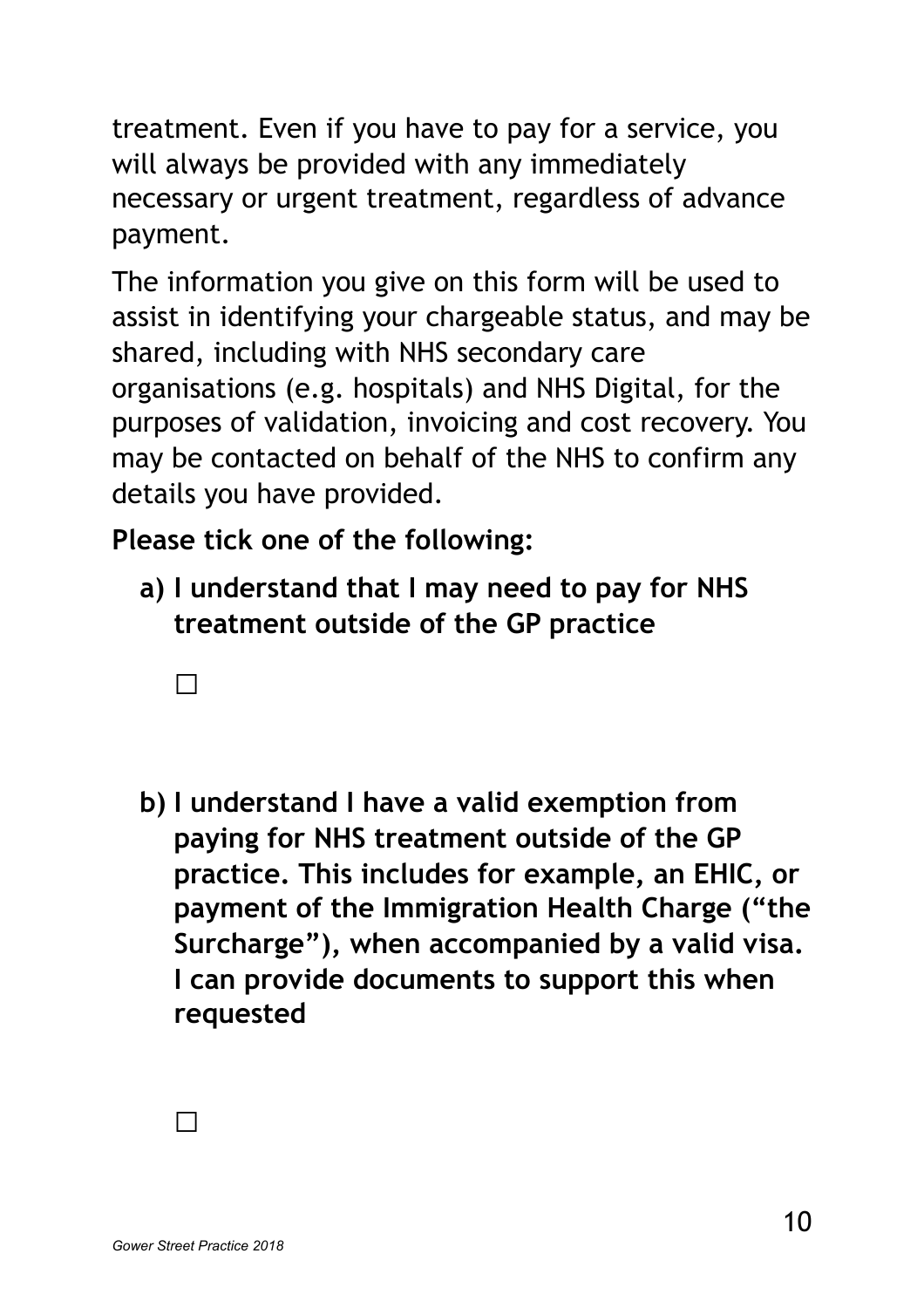treatment. Even if you have to pay for a service, you will always be provided with any immediately necessary or urgent treatment, regardless of advance payment.

The information you give on this form will be used to assist in identifying your chargeable status, and may be shared, including with NHS secondary care organisations (e.g. hospitals) and NHS Digital, for the purposes of validation, invoicing and cost recovery. You may be contacted on behalf of the NHS to confirm any details you have provided.

**Please tick one of the following:**

a) **I understand that I may need to pay for NHS treatment outside of the GP practice**

   ☐

b) **I understand I have a valid exemption from paying for NHS treatment outside of the GP practice. This includes for example, an EHIC, or payment of the Immigration Health Charge ("the Surcharge"), when accompanied by a valid visa. I can provide documents to support this when requested**

   ☐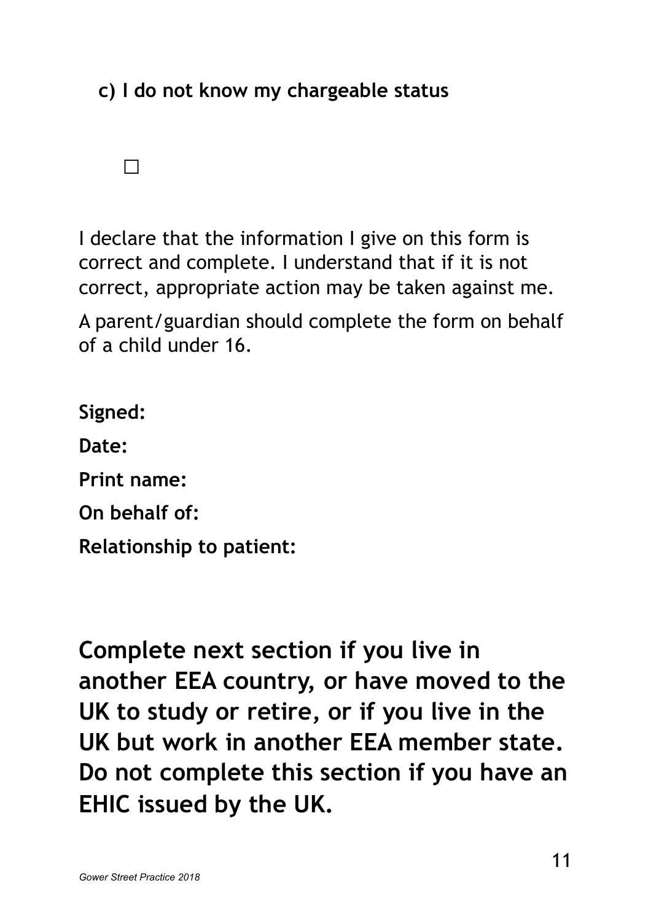**c) I do not know my chargeable status**

☐

I declare that the information I give on this form is correct and complete. I understand that if it is not correct, appropriate action may be taken against me.

A parent/guardian should complete the form on behalf of a child under 16.

**Signed:**

**Date:**

**Print name:**

**On behalf of:**

**Relationship to patient:**

## Complete next section if you live in another EEA country, or have moved to the UK to study or retire, or if you live in the UK but work in another EEA member state. Do not complete this section if you have an EHIC issued by the UK.

*Gower Street Practice 2018*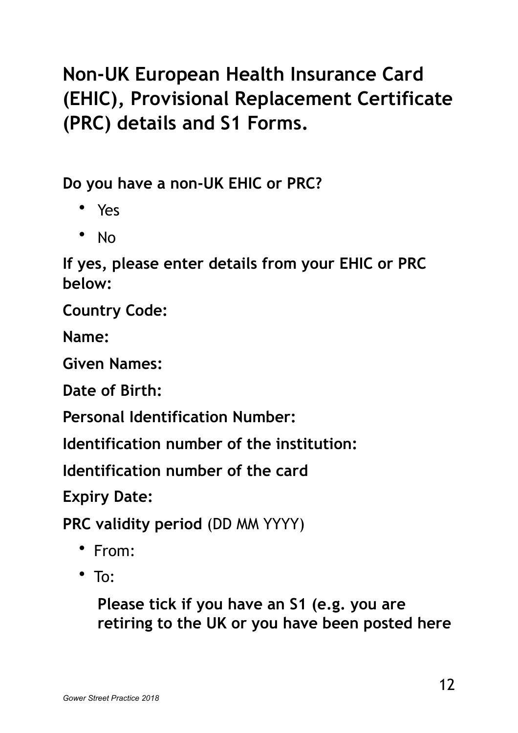# Non-UK European Health Insurance Card (EHIC), Provisional Replacement Certificate (PRC) details and S1 Forms.

**Do you have a non-UK EHIC or PRC?**

- Yes
- No

**If yes, please enter details from your EHIC or PRC below:**

**Country Code:**

**Name:**

**Given Names:**

**Date of Birth:**

**Personal Identification Number:**

**Identification number of the institution:**

**Identification number of the card**

**Expiry Date:**

**PRC validity period** (DD MM YYYY)

- From:
- To:

**Please tick if you have an S1 (e.g. you are retiring to the UK or you have been posted here**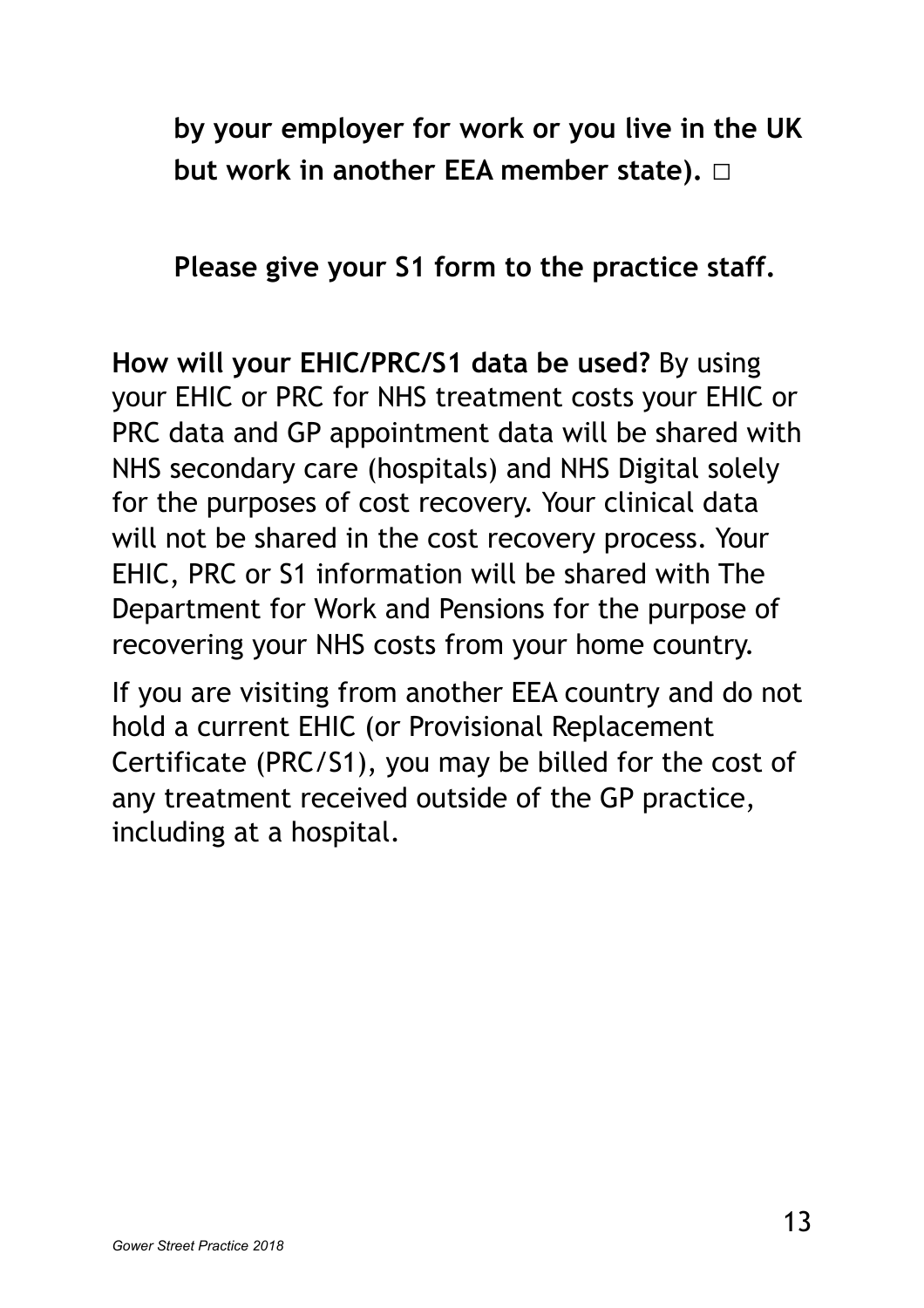**by your employer for work or you live in the UK but work in another EEA member state). □**

**Please give your S1 form to the practice staff.**

**How will your EHIC/PRC/S1 data be used?** By using your EHIC or PRC for NHS treatment costs your EHIC or PRC data and GP appointment data will be shared with NHS secondary care (hospitals) and NHS Digital solely for the purposes of cost recovery. Your clinical data will not be shared in the cost recovery process. Your EHIC, PRC or S1 information will be shared with The Department for Work and Pensions for the purpose of recovering your NHS costs from your home country.

If you are visiting from another EEA country and do not hold a current EHIC (or Provisional Replacement Certificate (PRC/S1), you may be billed for the cost of any treatment received outside of the GP practice, including at a hospital.